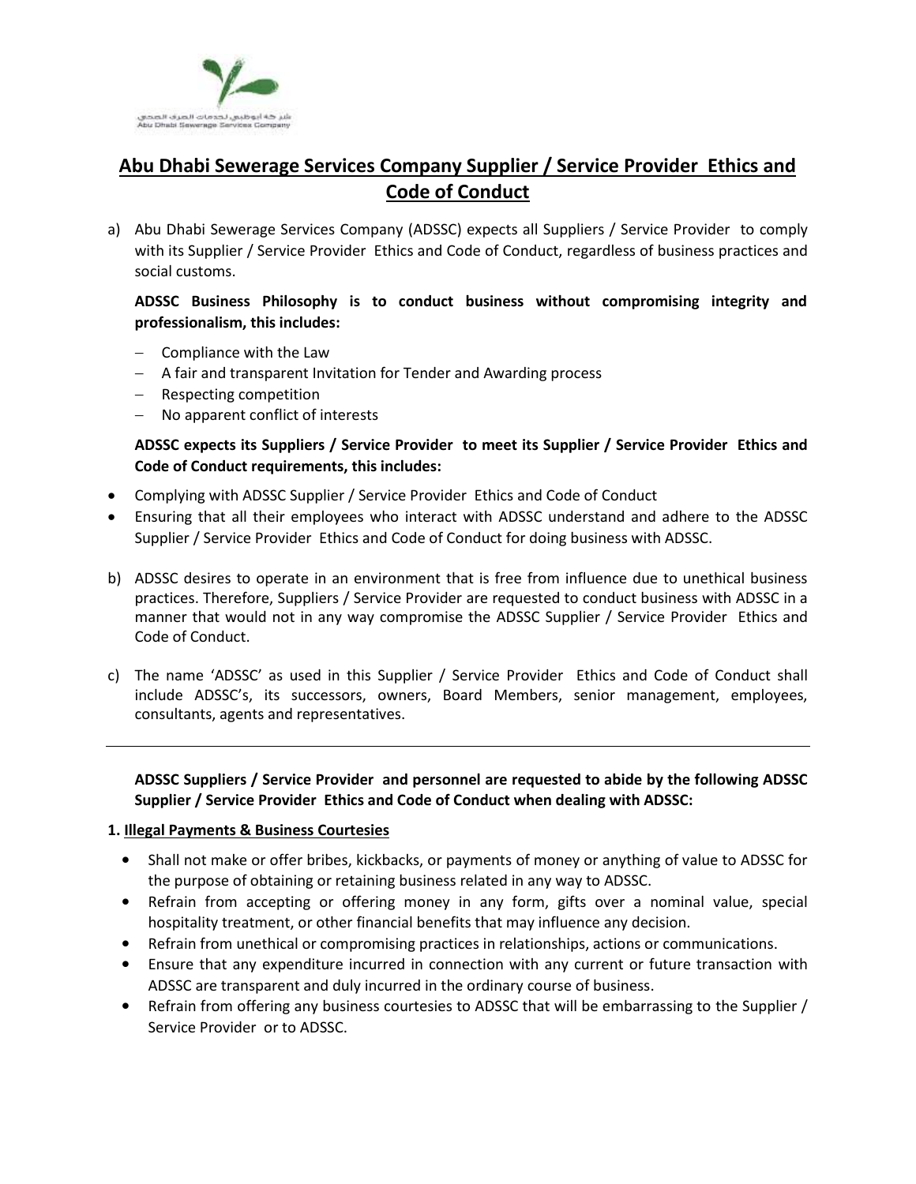# Abu Dhabi Sewerage Services Company Supplier / Service Provider Ethics and Code of Conduct

a) Abu Dhabi Sewerage Services Company (ADSSC) expects all Suppliers / Service Provider to comply with its Supplier / Service Provider Ethics and Code of Conduct, regardless of business practices and social customs.

**ADSSC Business Philosophy is to conduct business without compromising integrity and professionalism, this includes:**

- Compliance with the Law
- A fair and transparent Invitation for Tender and Awarding process
- Respecting competition
- No apparent conflict of interests

**ADSSC expects its Suppliers / Service Provider to meet its Supplier / Service Provider Ethics and Code of Conduct requirements, this includes:**

- Complying with ADSSC Supplier / Service Provider Ethics and Code of Conduct
- Ensuring that all their employees who interact with ADSSC understand and adhere to the ADSSC Supplier / Service Provider Ethics and Code of Conduct for doing business with ADSSC.

b) ADSSC desires to operate in an environment that is free from influence due to unethical business practices. Therefore, Suppliers / Service Provider are requested to conduct business with ADSSC in a manner that would not in any way compromise the ADSSC Supplier / Service Provider Ethics and Code of Conduct.

c) The name 'ADSSC' as used in this Supplier / Service Provider Ethics and Code of Conduct shall include ADSSC's, its successors, owners, Board Members, senior management, employees, consultants, agents and representatives.

---

**ADSSC Suppliers / Service Provider and personnel are requested to abide by the following ADSSC Supplier / Service Provider Ethics and Code of Conduct when dealing with ADSSC:**

**1. Illegal Payments & Business Courtesies**

- Shall not make or offer bribes, kickbacks, or payments of money or anything of value to ADSSC for the purpose of obtaining or retaining business related in any way to ADSSC.
- Refrain from accepting or offering money in any form, gifts over a nominal value, special hospitality treatment, or other financial benefits that may influence any decision.
- Refrain from unethical or compromising practices in relationships, actions or communications.
- Ensure that any expenditure incurred in connection with any current or future transaction with ADSSC are transparent and duly incurred in the ordinary course of business.
- Refrain from offering any business courtesies to ADSSC that will be embarrassing to the Supplier / Service Provider or to ADSSC.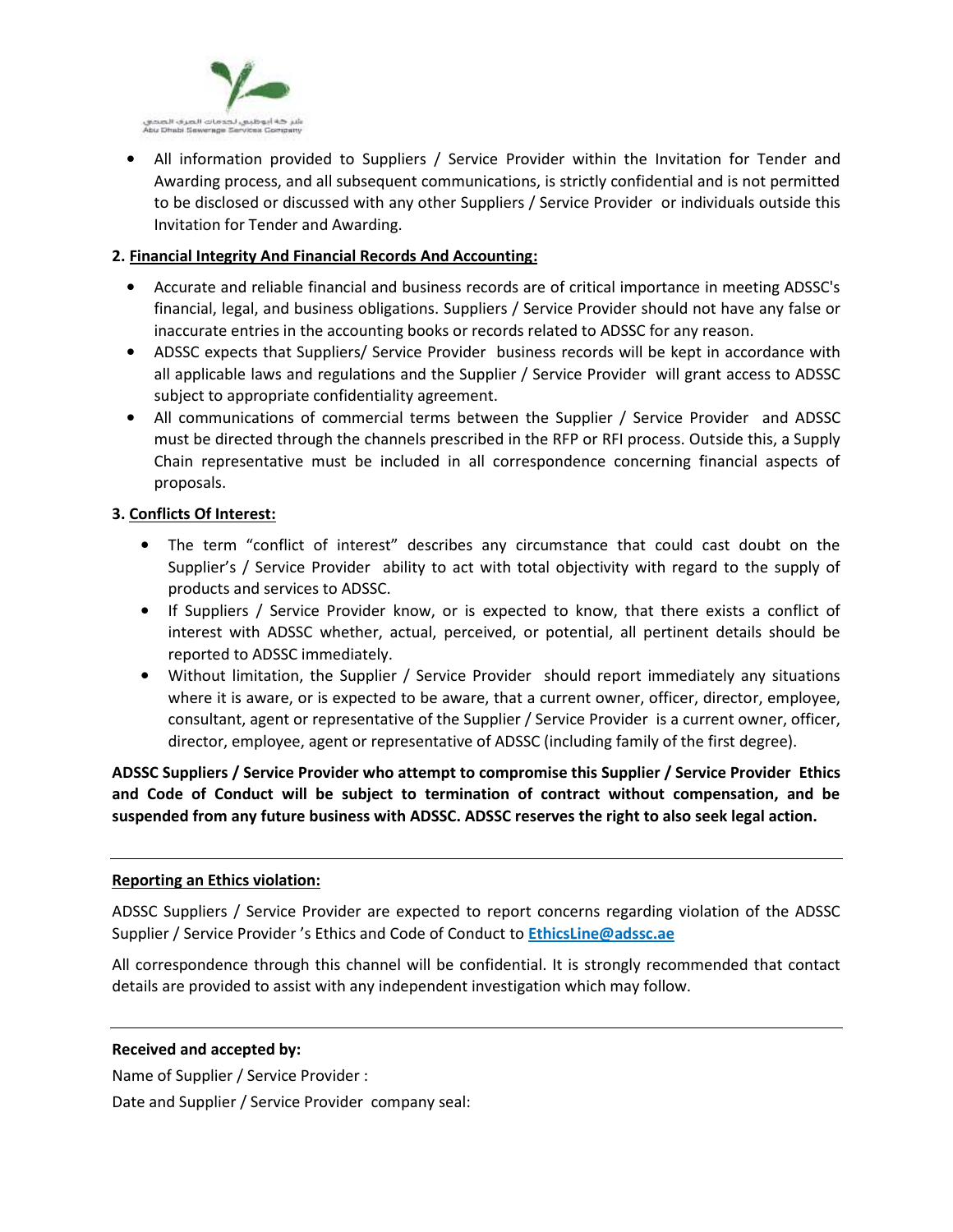- All information provided to Suppliers / Service Provider within the Invitation for Tender and Awarding process, and all subsequent communications, is strictly confidential and is not permitted to be disclosed or discussed with any other Suppliers / Service Provider or individuals outside this Invitation for Tender and Awarding.

**2. <u>Financial Integrity And Financial Records And Accounting:</u>**

- Accurate and reliable financial and business records are of critical importance in meeting ADSSC's financial, legal, and business obligations. Suppliers / Service Provider should not have any false or inaccurate entries in the accounting books or records related to ADSSC for any reason.
- ADSSC expects that Suppliers/ Service Provider business records will be kept in accordance with all applicable laws and regulations and the Supplier / Service Provider will grant access to ADSSC subject to appropriate confidentiality agreement.
- All communications of commercial terms between the Supplier / Service Provider and ADSSC must be directed through the channels prescribed in the RFP or RFI process. Outside this, a Supply Chain representative must be included in all correspondence concerning financial aspects of proposals.

**3. <u>Conflicts Of Interest:</u>**

- The term "conflict of interest" describes any circumstance that could cast doubt on the Supplier's / Service Provider ability to act with total objectivity with regard to the supply of products and services to ADSSC.
- If Suppliers / Service Provider know, or is expected to know, that there exists a conflict of interest with ADSSC whether, actual, perceived, or potential, all pertinent details should be reported to ADSSC immediately.
- Without limitation, the Supplier / Service Provider should report immediately any situations where it is aware, or is expected to be aware, that a current owner, officer, director, employee, consultant, agent or representative of the Supplier / Service Provider is a current owner, officer, director, employee, agent or representative of ADSSC (including family of the first degree).

**ADSSC Suppliers / Service Provider who attempt to compromise this Supplier / Service Provider Ethics and Code of Conduct will be subject to termination of contract without compensation, and be suspended from any future business with ADSSC. ADSSC reserves the right to also seek legal action.**

---

**<u>Reporting an Ethics violation:</u>**

ADSSC Suppliers / Service Provider are expected to report concerns regarding violation of the ADSSC Supplier / Service Provider 's Ethics and Code of Conduct to **EthicsLine@adssc.ae**

All correspondence through this channel will be confidential. It is strongly recommended that contact details are provided to assist with any independent investigation which may follow.

---

**Received and accepted by:**

Name of Supplier / Service Provider :

Date and Supplier / Service Provider company seal: